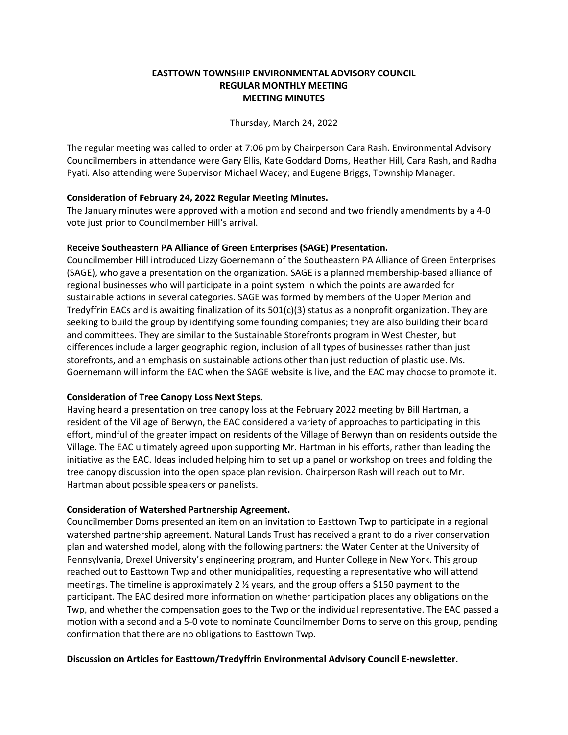**EASTTOWN TOWNSHIP ENVIRONMENTAL ADVISORY COUNCIL**
**REGULAR MONTHLY MEETING**
**MEETING MINUTES**

Thursday, March 24, 2022

The regular meeting was called to order at 7:06 pm by Chairperson Cara Rash. Environmental Advisory Councilmembers in attendance were Gary Ellis, Kate Goddard Doms, Heather Hill, Cara Rash, and Radha Pyati. Also attending were Supervisor Michael Wacey; and Eugene Briggs, Township Manager.

**Consideration of February 24, 2022 Regular Meeting Minutes.**
The January minutes were approved with a motion and second and two friendly amendments by a 4-0 vote just prior to Councilmember Hill's arrival.

**Receive Southeastern PA Alliance of Green Enterprises (SAGE) Presentation.**
Councilmember Hill introduced Lizzy Goernemann of the Southeastern PA Alliance of Green Enterprises (SAGE), who gave a presentation on the organization. SAGE is a planned membership-based alliance of regional businesses who will participate in a point system in which the points are awarded for sustainable actions in several categories. SAGE was formed by members of the Upper Merion and Tredyffrin EACs and is awaiting finalization of its 501(c)(3) status as a nonprofit organization. They are seeking to build the group by identifying some founding companies; they are also building their board and committees. They are similar to the Sustainable Storefronts program in West Chester, but differences include a larger geographic region, inclusion of all types of businesses rather than just storefronts, and an emphasis on sustainable actions other than just reduction of plastic use. Ms. Goernemann will inform the EAC when the SAGE website is live, and the EAC may choose to promote it.

**Consideration of Tree Canopy Loss Next Steps.**
Having heard a presentation on tree canopy loss at the February 2022 meeting by Bill Hartman, a resident of the Village of Berwyn, the EAC considered a variety of approaches to participating in this effort, mindful of the greater impact on residents of the Village of Berwyn than on residents outside the Village. The EAC ultimately agreed upon supporting Mr. Hartman in his efforts, rather than leading the initiative as the EAC. Ideas included helping him to set up a panel or workshop on trees and folding the tree canopy discussion into the open space plan revision. Chairperson Rash will reach out to Mr. Hartman about possible speakers or panelists.

**Consideration of Watershed Partnership Agreement.**
Councilmember Doms presented an item on an invitation to Easttown Twp to participate in a regional watershed partnership agreement. Natural Lands Trust has received a grant to do a river conservation plan and watershed model, along with the following partners: the Water Center at the University of Pennsylvania, Drexel University's engineering program, and Hunter College in New York. This group reached out to Easttown Twp and other municipalities, requesting a representative who will attend meetings. The timeline is approximately 2 ½ years, and the group offers a $150 payment to the participant. The EAC desired more information on whether participation places any obligations on the Twp, and whether the compensation goes to the Twp or the individual representative. The EAC passed a motion with a second and a 5-0 vote to nominate Councilmember Doms to serve on this group, pending confirmation that there are no obligations to Easttown Twp.

**Discussion on Articles for Easttown/Tredyffrin Environmental Advisory Council E-newsletter.**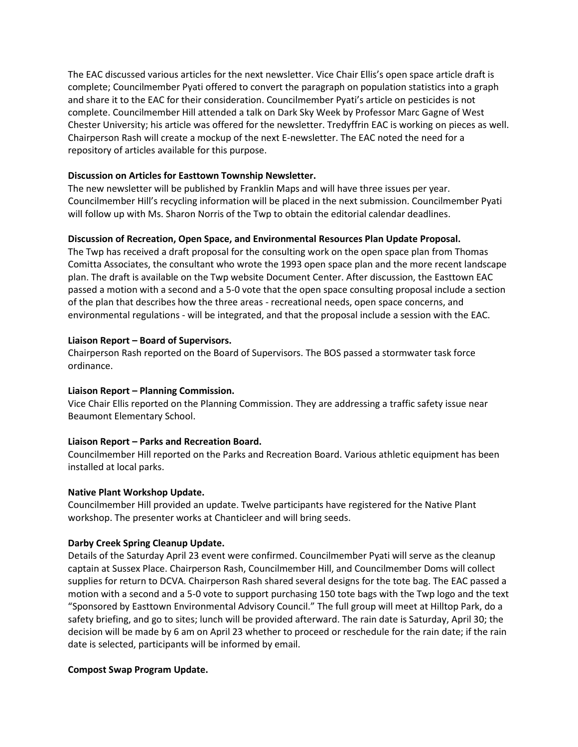The EAC discussed various articles for the next newsletter. Vice Chair Ellis's open space article draft is complete; Councilmember Pyati offered to convert the paragraph on population statistics into a graph and share it to the EAC for their consideration. Councilmember Pyati's article on pesticides is not complete. Councilmember Hill attended a talk on Dark Sky Week by Professor Marc Gagne of West Chester University; his article was offered for the newsletter. Tredyffrin EAC is working on pieces as well. Chairperson Rash will create a mockup of the next E-newsletter. The EAC noted the need for a repository of articles available for this purpose.

**Discussion on Articles for Easttown Township Newsletter.**

The new newsletter will be published by Franklin Maps and will have three issues per year. Councilmember Hill's recycling information will be placed in the next submission. Councilmember Pyati will follow up with Ms. Sharon Norris of the Twp to obtain the editorial calendar deadlines.

**Discussion of Recreation, Open Space, and Environmental Resources Plan Update Proposal.**

The Twp has received a draft proposal for the consulting work on the open space plan from Thomas Comitta Associates, the consultant who wrote the 1993 open space plan and the more recent landscape plan. The draft is available on the Twp website Document Center. After discussion, the Easttown EAC passed a motion with a second and a 5-0 vote that the open space consulting proposal include a section of the plan that describes how the three areas - recreational needs, open space concerns, and environmental regulations - will be integrated, and that the proposal include a session with the EAC.

**Liaison Report – Board of Supervisors.**

Chairperson Rash reported on the Board of Supervisors. The BOS passed a stormwater task force ordinance.

**Liaison Report – Planning Commission.**

Vice Chair Ellis reported on the Planning Commission. They are addressing a traffic safety issue near Beaumont Elementary School.

**Liaison Report – Parks and Recreation Board.**

Councilmember Hill reported on the Parks and Recreation Board. Various athletic equipment has been installed at local parks.

**Native Plant Workshop Update.**

Councilmember Hill provided an update. Twelve participants have registered for the Native Plant workshop. The presenter works at Chanticleer and will bring seeds.

**Darby Creek Spring Cleanup Update.**

Details of the Saturday April 23 event were confirmed. Councilmember Pyati will serve as the cleanup captain at Sussex Place. Chairperson Rash, Councilmember Hill, and Councilmember Doms will collect supplies for return to DCVA. Chairperson Rash shared several designs for the tote bag. The EAC passed a motion with a second and a 5-0 vote to support purchasing 150 tote bags with the Twp logo and the text "Sponsored by Easttown Environmental Advisory Council." The full group will meet at Hilltop Park, do a safety briefing, and go to sites; lunch will be provided afterward. The rain date is Saturday, April 30; the decision will be made by 6 am on April 23 whether to proceed or reschedule for the rain date; if the rain date is selected, participants will be informed by email.

**Compost Swap Program Update.**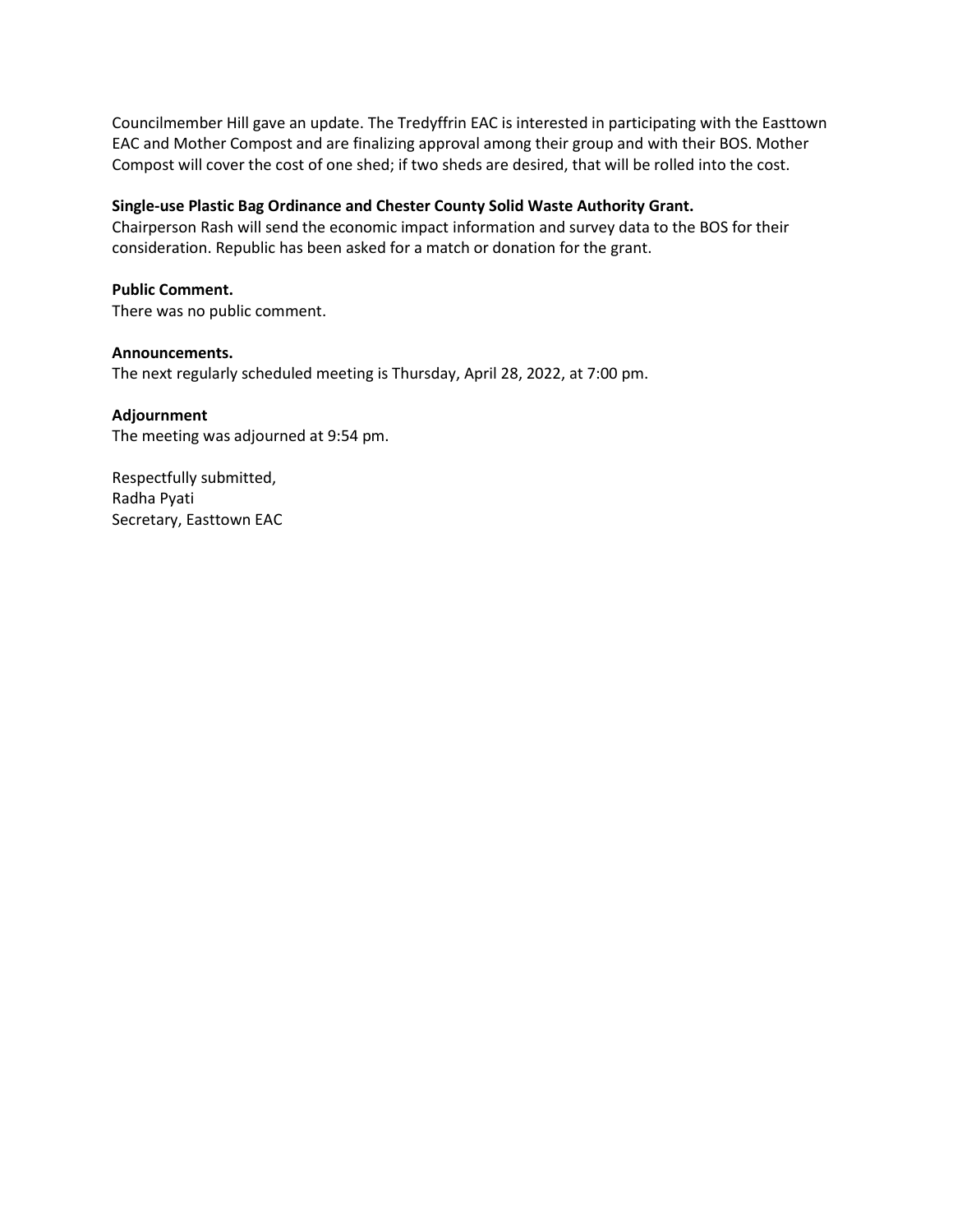Councilmember Hill gave an update. The Tredyffrin EAC is interested in participating with the Easttown EAC and Mother Compost and are finalizing approval among their group and with their BOS. Mother Compost will cover the cost of one shed; if two sheds are desired, that will be rolled into the cost.

**Single-use Plastic Bag Ordinance and Chester County Solid Waste Authority Grant.**
Chairperson Rash will send the economic impact information and survey data to the BOS for their consideration. Republic has been asked for a match or donation for the grant.

**Public Comment.**
There was no public comment.

**Announcements.**
The next regularly scheduled meeting is Thursday, April 28, 2022, at 7:00 pm.

**Adjournment**
The meeting was adjourned at 9:54 pm.

Respectfully submitted,
Radha Pyati
Secretary, Easttown EAC